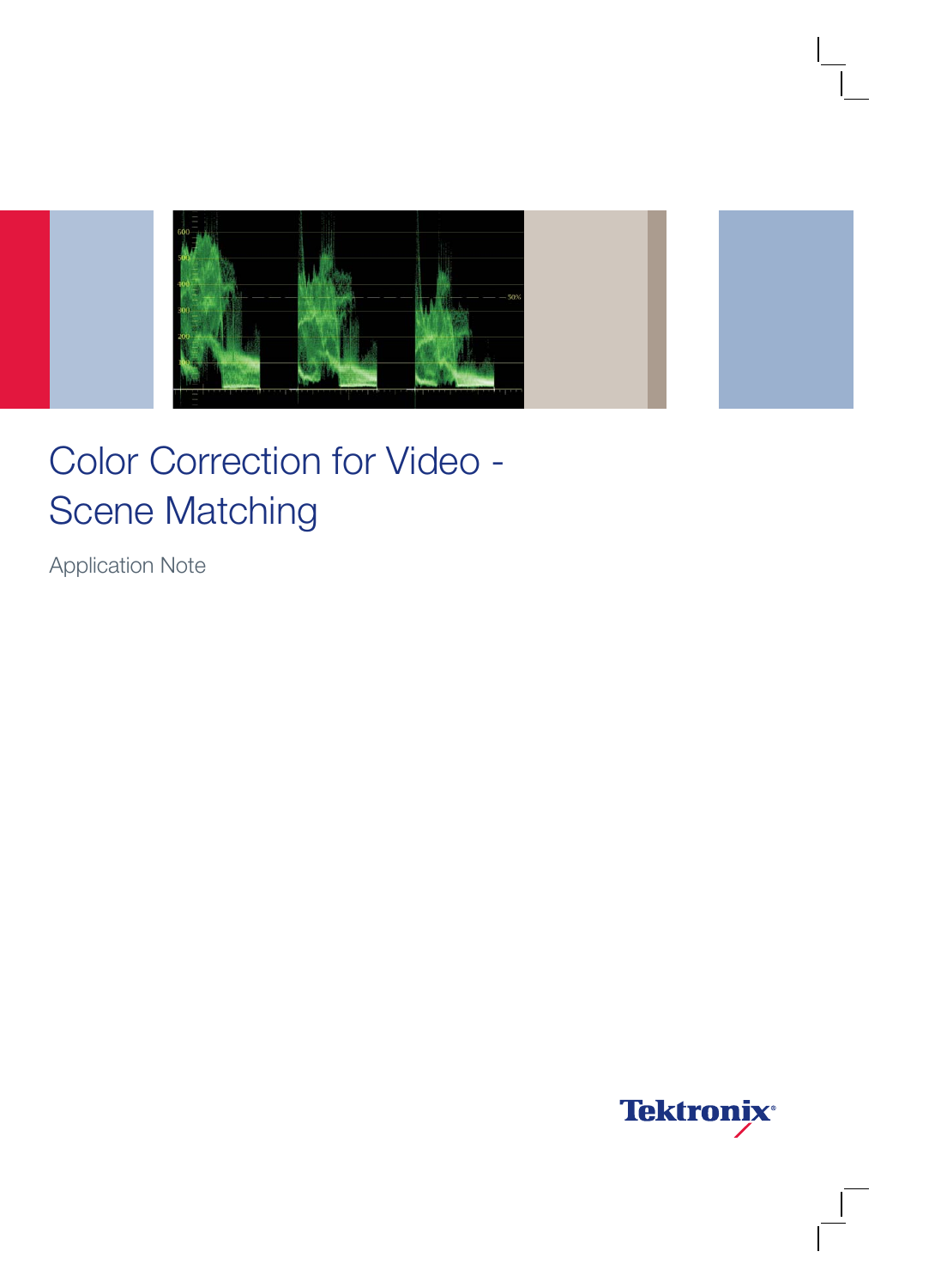# Color Correction for Video - Scene Matching

Application Note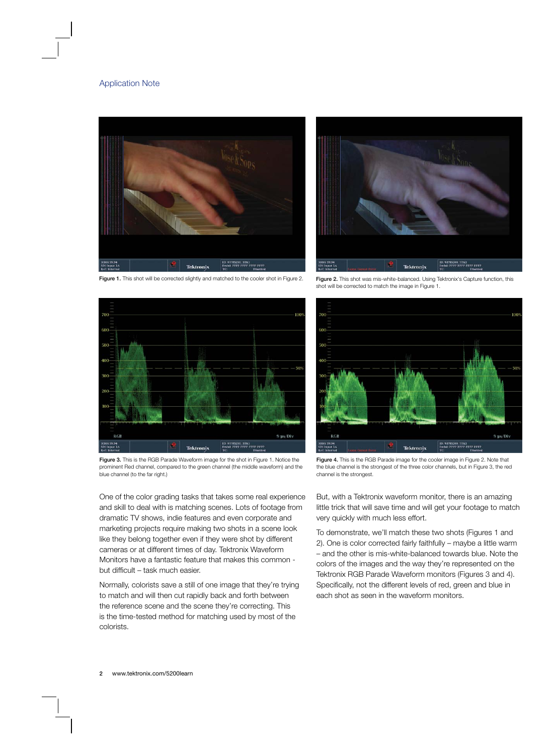Figure 1. This shot will be corrected slightly and matched to the cooler shot in Figure 2.

Figure 2. This shot was mis-white-balanced. Using Tektronix's Capture function, this shot will be corrected to match the image in Figure 1.

Figure 3. This is the RGB Parade Waveform image for the shot in Figure 1. Notice the prominent Red channel, compared to the green channel (the middle waveform) and the blue channel (to the far right.)

Figure 4. This is the RGB Parade image for the cooler image in Figure 2. Note that the blue channel is the strongest of the three color channels, but in Figure 3, the red channel is the strongest.

One of the color grading tasks that takes some real experience and skill to deal with is matching scenes. Lots of footage from dramatic TV shows, indie features and even corporate and marketing projects require making two shots in a scene look like they belong together even if they were shot by different cameras or at different times of day. Tektronix Waveform Monitors have a fantastic feature that makes this common - but difficult – task much easier.

Normally, colorists save a still of one image that they're trying to match and will then cut rapidly back and forth between the reference scene and the scene they're correcting. This is the time-tested method for matching used by most of the colorists.

But, with a Tektronix waveform monitor, there is an amazing little trick that will save time and will get your footage to match very quickly with much less effort.

To demonstrate, we'll match these two shots (Figures 1 and 2). One is color corrected fairly faithfully – maybe a little warm – and the other is mis-white-balanced towards blue. Note the colors of the images and the way they're represented on the Tektronix RGB Parade Waveform monitors (Figures 3 and 4). Specifically, not the different levels of red, green and blue in each shot as seen in the waveform monitors.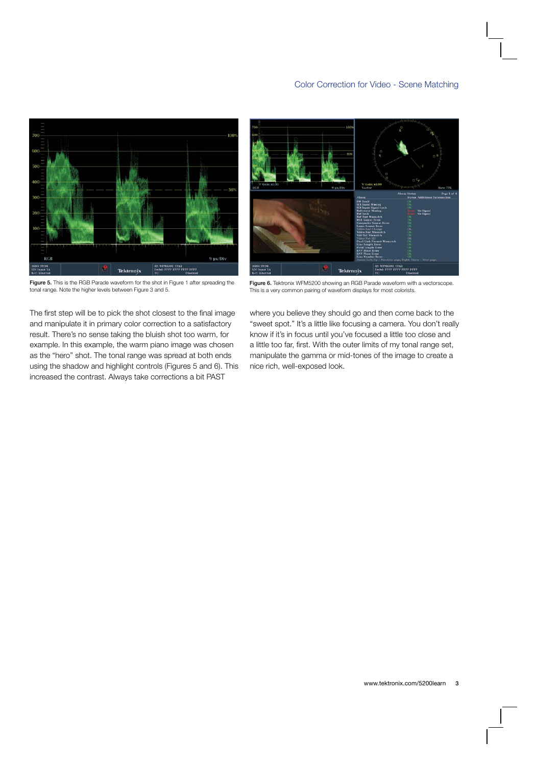Figure 5. This is the RGB Parade waveform for the shot in Figure 1 after spreading the tonal range. Note the higher levels between Figure 3 and 5.

Figure 6. Tektronix WFM5200 showing an RGB Parade waveform with a vectorscope. This is a very common pairing of waveform displays for most colorists.

The first step will be to pick the shot closest to the final image and manipulate it in primary color correction to a satisfactory result. There's no sense taking the bluish shot too warm, for example. In this example, the warm piano image was chosen as the "hero" shot. The tonal range was spread at both ends using the shadow and highlight controls (Figures 5 and 6). This increased the contrast. Always take corrections a bit PAST where you believe they should go and then come back to the "sweet spot." It's a little like focusing a camera. You don't really know if it's in focus until you've focused a little too close and a little too far, first. With the outer limits of my tonal range set, manipulate the gamma or mid-tones of the image to create a nice rich, well-exposed look.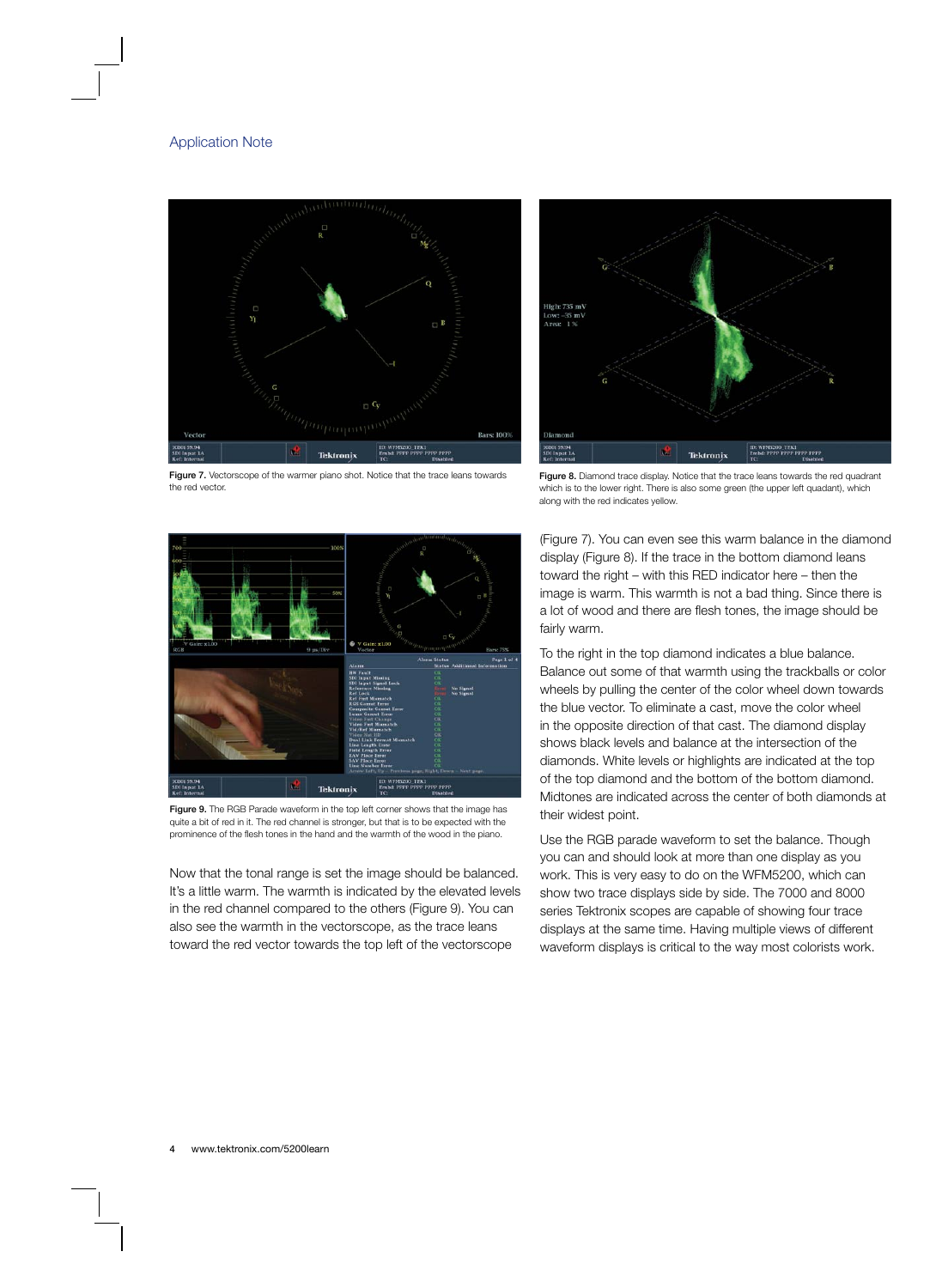Figure 7. Vectorscope of the warmer piano shot. Notice that the trace leans towards the red vector.

Figure 8. Diamond trace display. Notice that the trace leans towards the red quadrant which is to the lower right. There is also some green (the upper left quadrant), which along with the red indicates yellow.

Figure 9. The RGB Parade waveform in the top left corner shows that the image has quite a bit of red in it. The red channel is stronger, but that is to be expected with the prominence of the flesh tones in the hand and the warmth of the wood in the piano.

Now that the tonal range is set the image should be balanced. It's a little warm. The warmth is indicated by the elevated levels in the red channel compared to the others (Figure 9). You can also see the warmth in the vectorscope, as the trace leans toward the red vector towards the top left of the vectorscope (Figure 7). You can even see this warm balance in the diamond display (Figure 8). If the trace in the bottom diamond leans toward the right – with this RED indicator here – then the image is warm. This warmth is not a bad thing. Since there is a lot of wood and there are flesh tones, the image should be fairly warm.

To the right in the top diamond indicates a blue balance. Balance out some of that warmth using the trackballs or color wheels by pulling the center of the color wheel down towards the blue vector. To eliminate a cast, move the color wheel in the opposite direction of that cast. The diamond display shows black levels and balance at the intersection of the diamonds. White levels or highlights are indicated at the top of the top diamond and the bottom of the bottom diamond. Midtones are indicated across the center of both diamonds at their widest point.

Use the RGB parade waveform to set the balance. Though you can and should look at more than one display as you work. This is very easy to do on the WFM5200, which can show two trace displays side by side. The 7000 and 8000 series Tektronix scopes are capable of showing four trace displays at the same time. Having multiple views of different waveform displays is critical to the way most colorists work.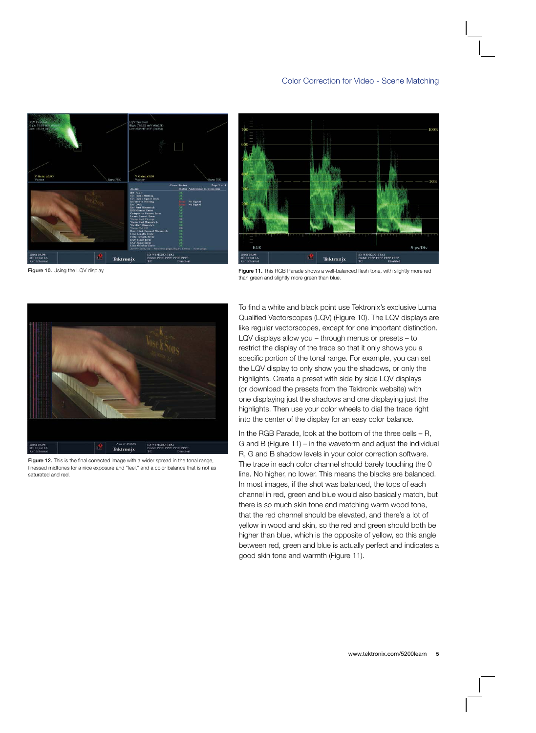Figure 10. Using the LQV display.

Figure 11. This RGB Parade shows a well-balanced flesh tone, with slightly more red than green and slightly more green than blue.

Figure 12. This is the final corrected image with a wider spread in the tonal range, finessed midtones for a nice exposure and "feel," and a color balance that is not as saturated and red.

To find a white and black point use Tektronix's exclusive Luma Qualified Vectorscopes (LQV) (Figure 10). The LQV displays are like regular vectorscopes, except for one important distinction. LQV displays allow you – through menus or presets – to restrict the display of the trace so that it only shows you a specific portion of the tonal range. For example, you can set the LQV display to only show you the shadows, or only the highlights. Create a preset with side by side LQV displays (or download the presets from the Tektronix website) with one displaying just the shadows and one displaying just the highlights. Then use your color wheels to dial the trace right into the center of the display for an easy color balance.

In the RGB Parade, look at the bottom of the three cells – R, G and B (Figure 11) – in the waveform and adjust the individual R, G and B shadow levels in your color correction software. The trace in each color channel should barely touching the 0 line. No higher, no lower. This means the blacks are balanced. In most images, if the shot was balanced, the tops of each channel in red, green and blue would also basically match, but there is so much skin tone and matching warm wood tone, that the red channel should be elevated, and there's a lot of yellow in wood and skin, so the red and green should both be higher than blue, which is the opposite of yellow, so this angle between red, green and blue is actually perfect and indicates a good skin tone and warmth (Figure 11).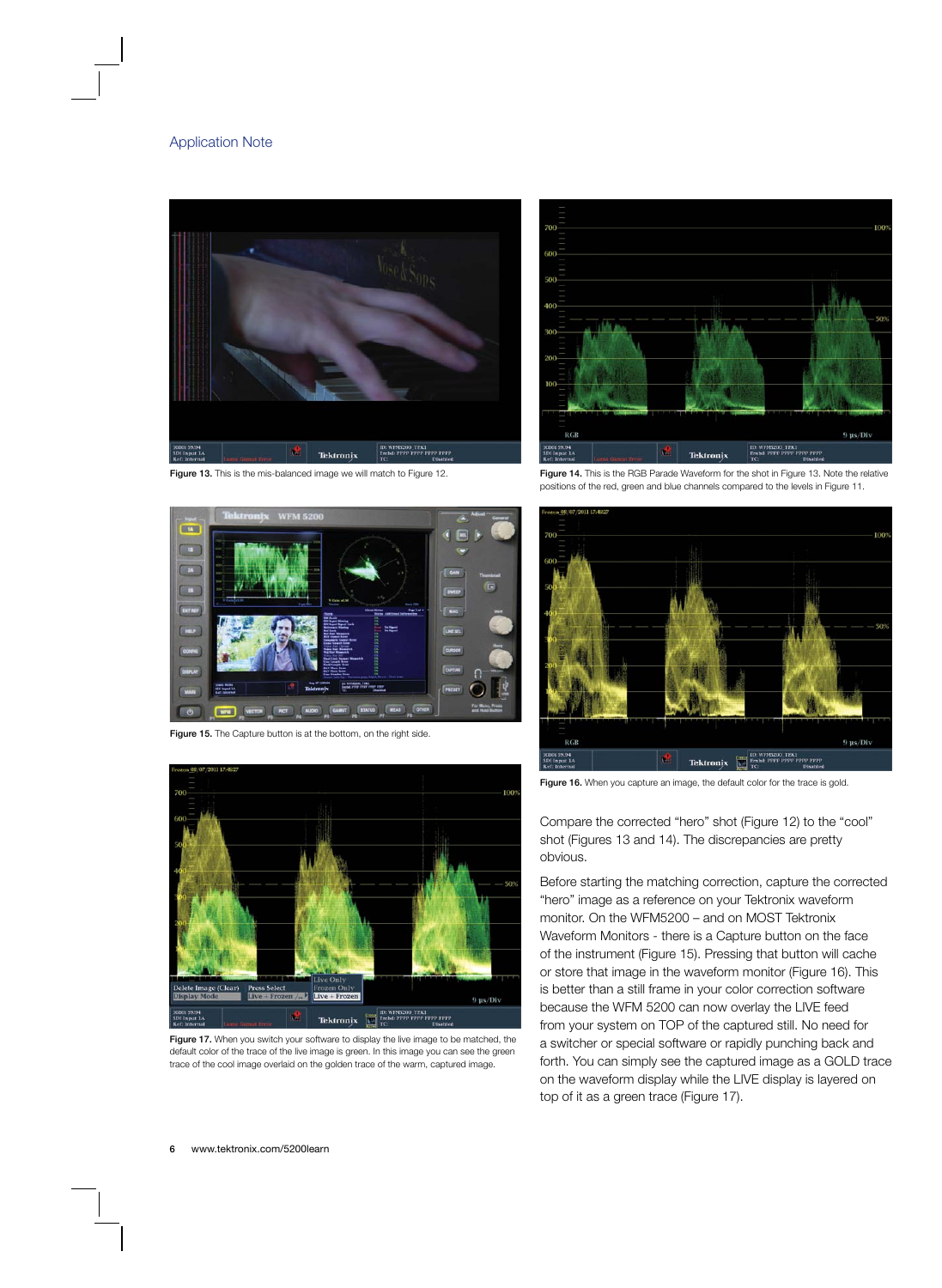Figure 13. This is the mis-balanced image we will match to Figure 12.

Figure 14. This is the RGB Parade Waveform for the shot in Figure 13. Note the relative positions of the red, green and blue channels compared to the levels in Figure 11.

Figure 15. The Capture button is at the bottom, on the right side.

Figure 16. When you capture an image, the default color for the trace is gold.

Figure 17. When you switch your software to display the live image to be matched, the default color of the trace of the live image is green. In this image you can see the green trace of the cool image overlaid on the golden trace of the warm, captured image.

Compare the corrected "hero" shot (Figure 12) to the "cool" shot (Figures 13 and 14). The discrepancies are pretty obvious.

Before starting the matching correction, capture the corrected "hero" image as a reference on your Tektronix waveform monitor. On the WFM5200 – and on MOST Tektronix Waveform Monitors - there is a Capture button on the face of the instrument (Figure 15). Pressing that button will cache or store that image in the waveform monitor (Figure 16). This is better than a still frame in your color correction software because the WFM 5200 can now overlay the LIVE feed from your system on TOP of the captured still. No need for a switcher or special software or rapidly punching back and forth. You can simply see the captured image as a GOLD trace on the waveform display while the LIVE display is layered on top of it as a green trace (Figure 17).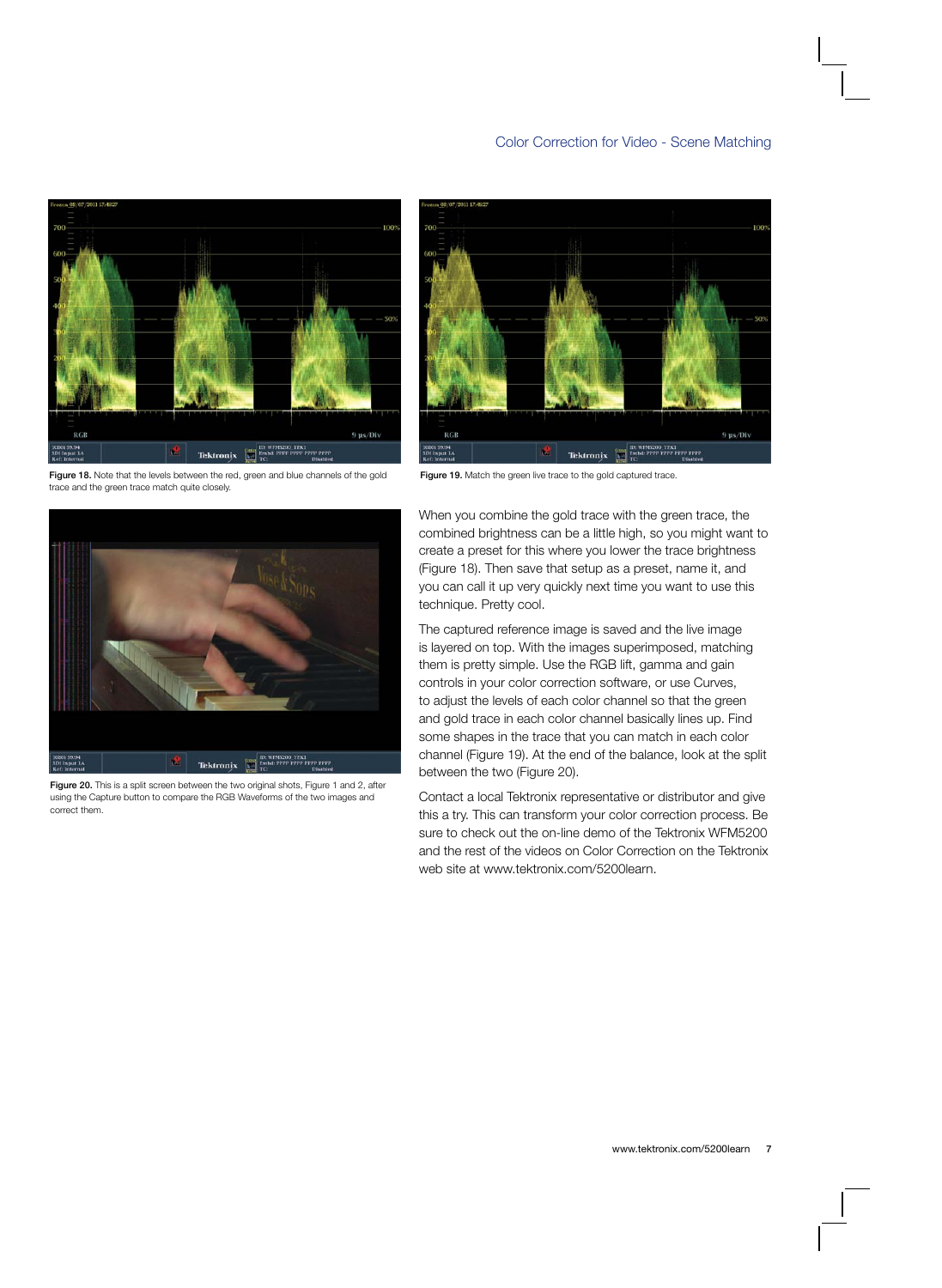Figure 18. Note that the levels between the red, green and blue channels of the gold trace and the green trace match quite closely.

Figure 19. Match the green live trace to the gold captured trace.

Figure 20. This is a split screen between the two original shots, Figure 1 and 2, after using the Capture button to compare the RGB Waveforms of the two images and correct them.

When you combine the gold trace with the green trace, the combined brightness can be a little high, so you might want to create a preset for this where you lower the trace brightness (Figure 18). Then save that setup as a preset, name it, and you can call it up very quickly next time you want to use this technique. Pretty cool.

The captured reference image is saved and the live image is layered on top. With the images superimposed, matching them is pretty simple. Use the RGB lift, gamma and gain controls in your color correction software, or use Curves, to adjust the levels of each color channel so that the green and gold trace in each color channel basically lines up. Find some shapes in the trace that you can match in each color channel (Figure 19). At the end of the balance, look at the split between the two (Figure 20).

Contact a local Tektronix representative or distributor and give this a try. This can transform your color correction process. Be sure to check out the on-line demo of the Tektronix WFM5200 and the rest of the videos on Color Correction on the Tektronix web site at www.tektronix.com/5200learn.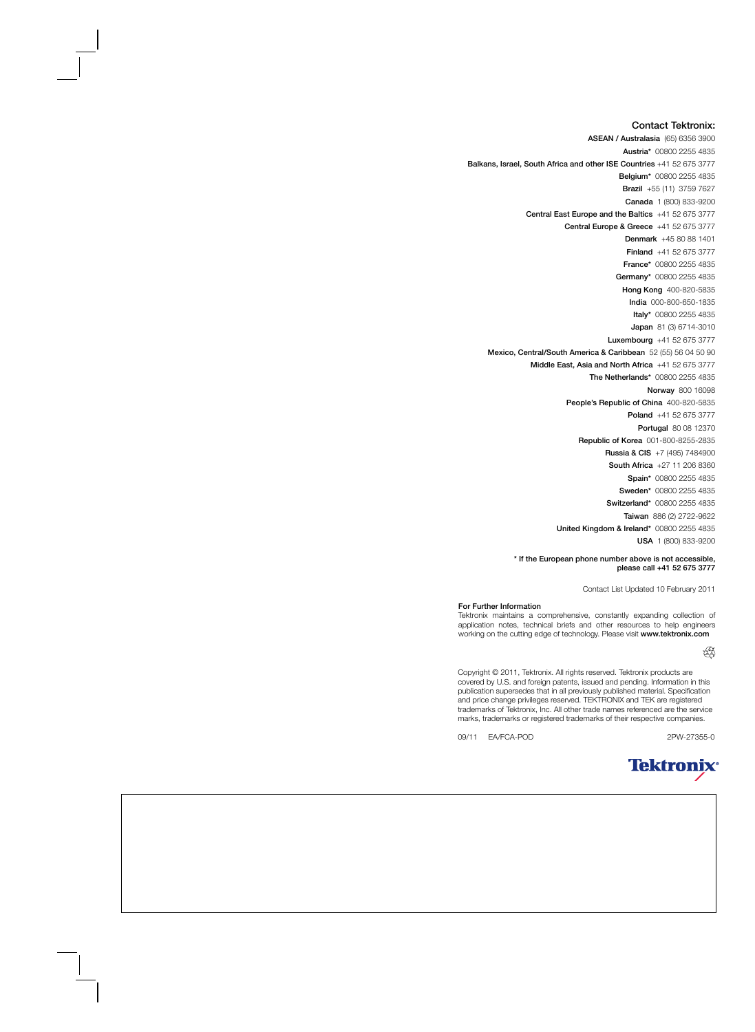## Contact Tektronix:

**ASEAN / Australasia** (65) 6356 3900
**Austria*** 00800 2255 4835
**Balkans, Israel, South Africa and other ISE Countries** +41 52 675 3777
**Belgium*** 00800 2255 4835
**Brazil** +55 (11) 3759 7627
**Canada** 1 (800) 833-9200
**Central East Europe and the Baltics** +41 52 675 3777
**Central Europe & Greece** +41 52 675 3777
**Denmark** +45 80 88 1401
**Finland** +41 52 675 3777
**France*** 00800 2255 4835
**Germany*** 00800 2255 4835
**Hong Kong** 400-820-5835
**India** 000-800-650-1835
**Italy*** 00800 2255 4835
**Japan** 81 (3) 6714-3010
**Luxembourg** +41 52 675 3777
**Mexico, Central/South America & Caribbean** 52 (55) 56 04 50 90
**Middle East, Asia and North Africa** +41 52 675 3777
**The Netherlands*** 00800 2255 4835
**Norway** 800 16098
**People's Republic of China** 400-820-5835
**Poland** +41 52 675 3777
**Portugal** 80 08 12370
**Republic of Korea** 001-800-8255-2835
**Russia & CIS** +7 (495) 7484900
**South Africa** +27 11 206 8360
**Spain*** 00800 2255 4835
**Sweden*** 00800 2255 4835
**Switzerland*** 00800 2255 4835
**Taiwan** 886 (2) 2722-9622
**United Kingdom & Ireland*** 00800 2255 4835
**USA** 1 (800) 833-9200

**\* If the European phone number above is not accessible, please call +41 52 675 3777**

Contact List Updated 10 February 2011

**For Further Information**
Tektronix maintains a comprehensive, constantly expanding collection of application notes, technical briefs and other resources to help engineers working on the cutting edge of technology. Please visit **www.tektronix.com**

Copyright © 2011, Tektronix. All rights reserved. Tektronix products are covered by U.S. and foreign patents, issued and pending. Information in this publication supersedes that in all previously published material. Specification and price change privileges reserved. TEKTRONIX and TEK are registered trademarks of Tektronix, Inc. All other trade names referenced are the service marks, trademarks or registered trademarks of their respective companies.

09/11 EA/FCA-POD 2PW-27355-0

Tektronix®